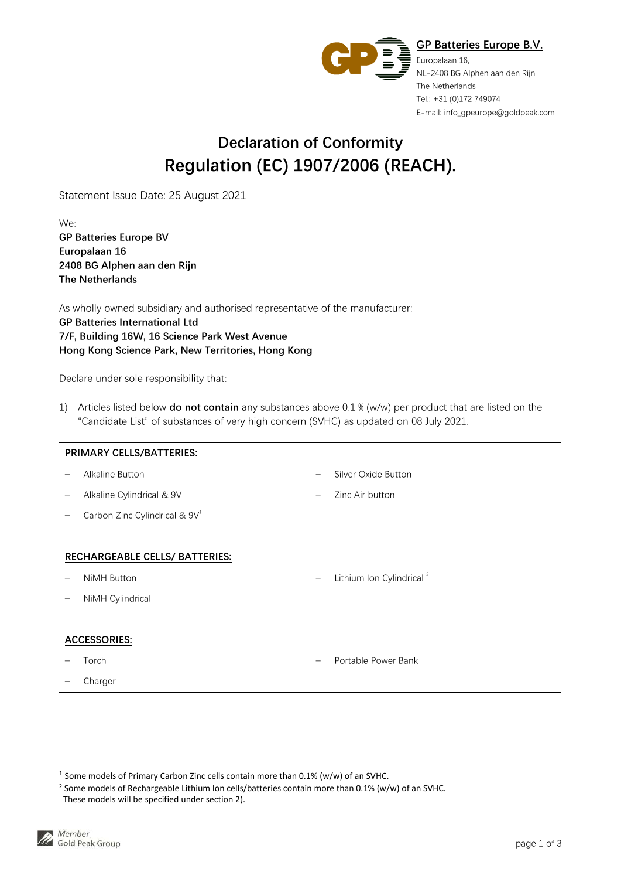**GP Batteries Europe B.V.**
Europalaan 16,
NL-2408 BG Alphen aan den Rijn
The Netherlands
Tel.: +31 (0)172 749074
E-mail: info_gpeurope@goldpeak.com

# Declaration of Conformity
## Regulation (EC) 1907/2006 (REACH).

Statement Issue Date: 25 August 2021

We:
**GP Batteries Europe BV**
**Europalaan 16**
**2408 BG Alphen aan den Rijn**
**The Netherlands**

As wholly owned subsidiary and authorised representative of the manufacturer:
**GP Batteries International Ltd**
**7/F, Building 16W, 16 Science Park West Avenue**
**Hong Kong Science Park, New Territories, Hong Kong**

Declare under sole responsibility that:

1) Articles listed below **do not contain** any substances above 0.1 % (w/w) per product that are listed on the "Candidate List" of substances of very high concern (SVHC) as updated on 08 July 2021.

---

**PRIMARY CELLS/BATTERIES:**

- Alkaline Button
- Alkaline Cylindrical & 9V
- Carbon Zinc Cylindrical & 9V[1]
- Silver Oxide Button
- Zinc Air button

**RECHARGEABLE CELLS/ BATTERIES:**

- NiMH Button
- NiMH Cylindrical
- Lithium Ion Cylindrical [2]

**ACCESSORIES:**

- Torch
- Charger
- Portable Power Bank

---

[1] Some models of Primary Carbon Zinc cells contain more than 0.1% (w/w) of an SVHC.
[2] Some models of Rechargeable Lithium Ion cells/batteries contain more than 0.1% (w/w) of an SVHC. These models will be specified under section 2).

Member Gold Peak Group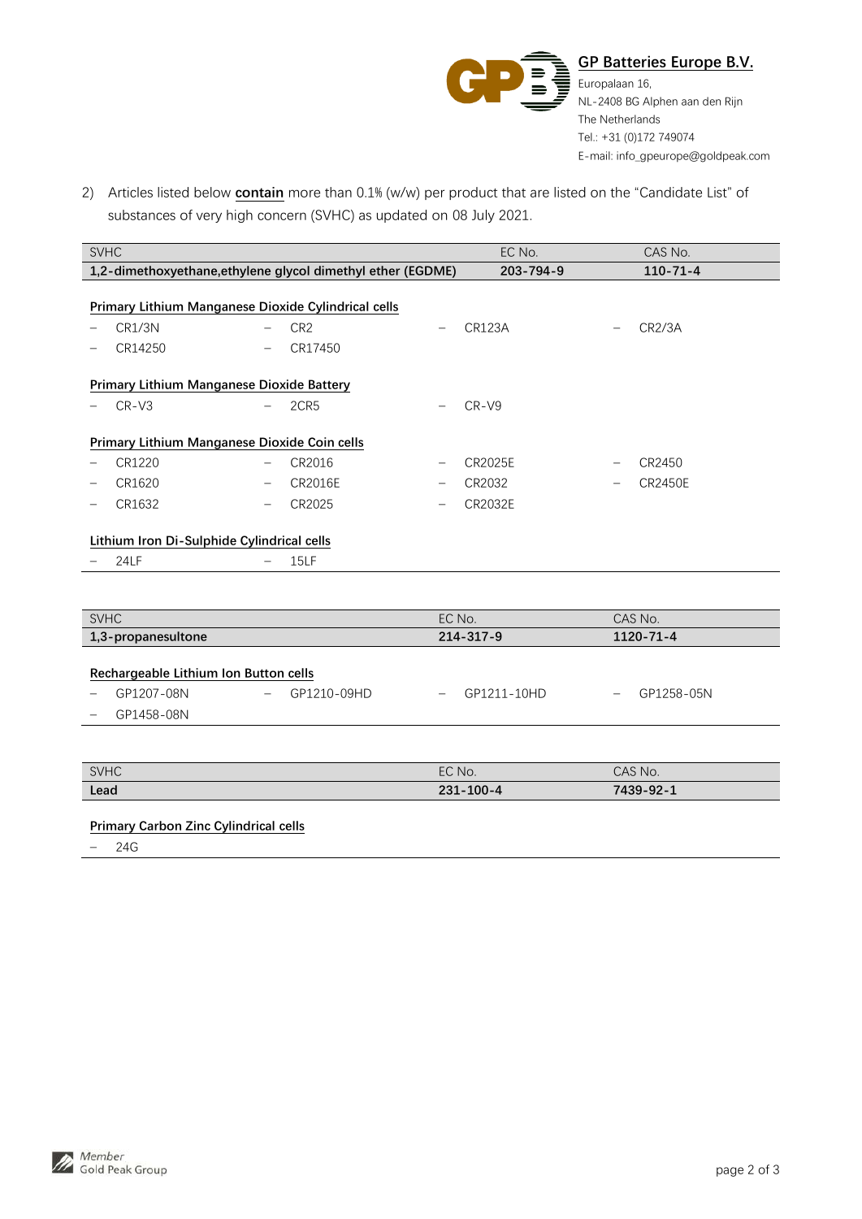**GP Batteries Europe B.V.**
Europalaan 16,
NL-2408 BG Alphen aan den Rijn
The Netherlands
Tel.: +31 (0)172 749074
E-mail: info_gpeurope@goldpeak.com

2) Articles listed below **contain** more than 0.1% (w/w) per product that are listed on the "Candidate List" of substances of very high concern (SVHC) as updated on 08 July 2021.

| SVHC | EC No. | CAS No. |
|---|---|---|
| **1,2-dimethoxyethane,ethylene glycol dimethyl ether (EGDME)** | **203-794-9** | **110-71-4** |

**Primary Lithium Manganese Dioxide Cylindrical cells**

- CR1/3N
- CR2
- CR123A
- CR2/3A
- CR14250
- CR17450

**Primary Lithium Manganese Dioxide Battery**

- CR-V3
- 2CR5
- CR-V9

**Primary Lithium Manganese Dioxide Coin cells**

- CR1220
- CR2016
- CR2025E
- CR2450
- CR1620
- CR2016E
- CR2032
- CR2450E
- CR1632
- CR2025
- CR2032E

**Lithium Iron Di-Sulphide Cylindrical cells**

- 24LF
- 15LF

| SVHC | EC No. | CAS No. |
|---|---|---|
| **1,3-propanesultone** | **214-317-9** | **1120-71-4** |

**Rechargeable Lithium Ion Button cells**

- GP1207-08N
- GP1210-09HD
- GP1211-10HD
- GP1258-05N
- GP1458-08N

| SVHC | EC No. | CAS No. |
|---|---|---|
| **Lead** | **231-100-4** | **7439-92-1** |

**Primary Carbon Zinc Cylindrical cells**

- 24G

Member Gold Peak Group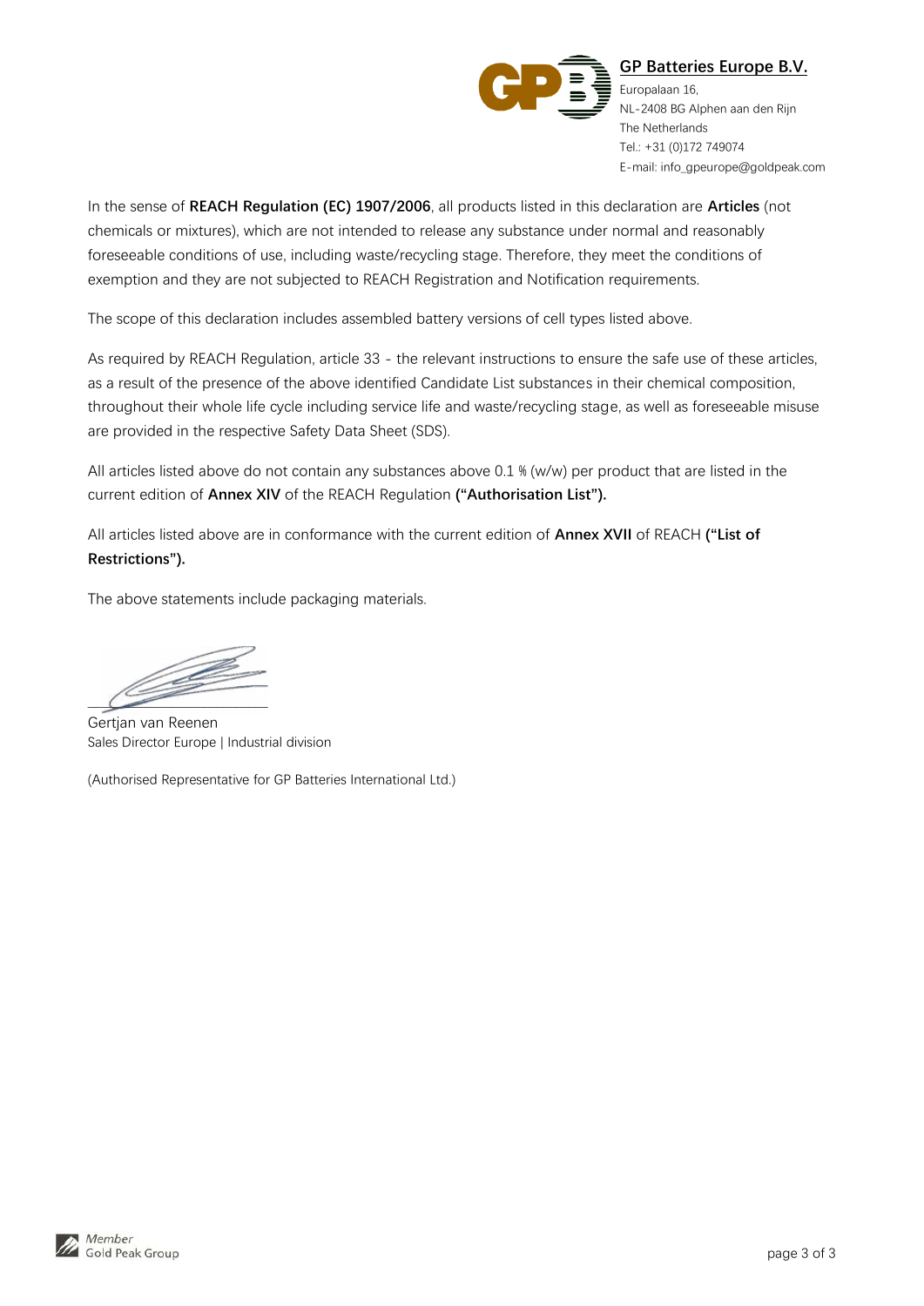**GP Batteries Europe B.V.**
Europalaan 16,
NL-2408 BG Alphen aan den Rijn
The Netherlands
Tel.: +31 (0)172 749074
E-mail: info_gpeurope@goldpeak.com

In the sense of **REACH Regulation (EC) 1907/2006**, all products listed in this declaration are **Articles** (not chemicals or mixtures), which are not intended to release any substance under normal and reasonably foreseeable conditions of use, including waste/recycling stage. Therefore, they meet the conditions of exemption and they are not subjected to REACH Registration and Notification requirements.

The scope of this declaration includes assembled battery versions of cell types listed above.

As required by REACH Regulation, article 33 - the relevant instructions to ensure the safe use of these articles, as a result of the presence of the above identified Candidate List substances in their chemical composition, throughout their whole life cycle including service life and waste/recycling stage, as well as foreseeable misuse are provided in the respective Safety Data Sheet (SDS).

All articles listed above do not contain any substances above 0.1 % (w/w) per product that are listed in the current edition of **Annex XIV** of the REACH Regulation **("Authorisation List").**

All articles listed above are in conformance with the current edition of **Annex XVII** of REACH **("List of Restrictions").**

The above statements include packaging materials.

Gertjan van Reenen
Sales Director Europe | Industrial division

(Authorised Representative for GP Batteries International Ltd.)

Member
Gold Peak Group